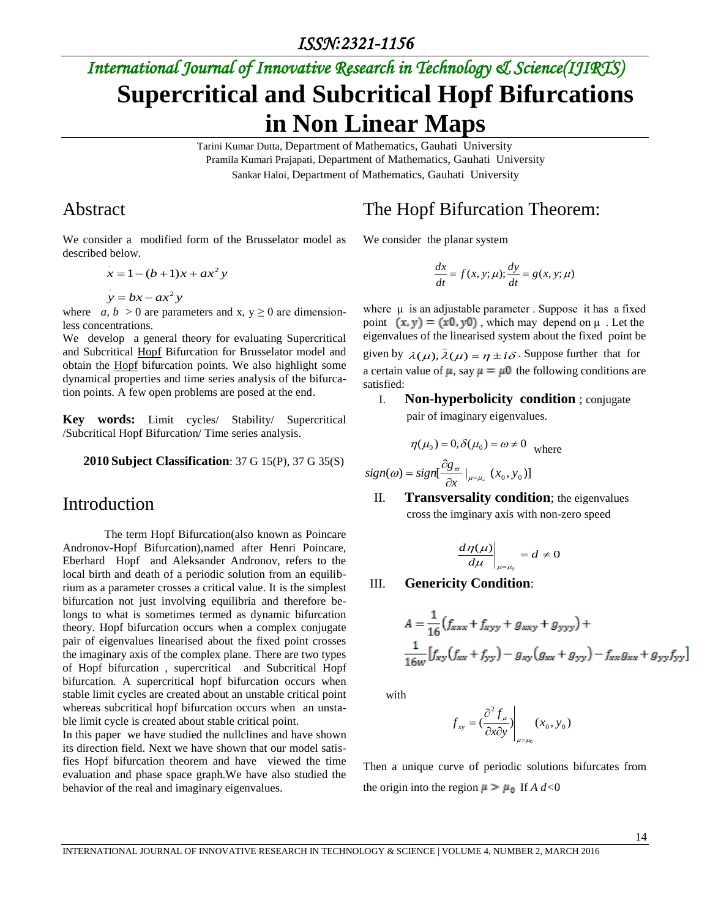# Supercritical and Subcritical Hopf Bifurcations in Non Linear Maps

Tarini Kumar Dutta, Department of Mathematics, Gauhati University
Pramila Kumari Prajapati, Department of Mathematics, Gauhati University
Sankar Haloi, Department of Mathematics, Gauhati University

## Abstract

We consider a modified form of the Brusselator model as described below.

$$\dot{x} = 1-(b+1)x + ax^2 y$$

$$\dot{y} = bx - ax^2 y$$

where $a, b > 0$ are parameters and x, y $\geq 0$ are dimensionless concentrations.

We develop a general theory for evaluating Supercritical and Subcritical Hopf Bifurcation for Brusselator model and obtain the Hopf bifurcation points. We also highlight some dynamical properties and time series analysis of the bifurcation points. A few open problems are posed at the end.

**Key words:** Limit cycles/ Stability/ Supercritical /Subcritical Hopf Bifurcation/ Time series analysis.

**2010 Subject Classification**: 37 G 15(P), 37 G 35(S)

## Introduction

The term Hopf Bifurcation(also known as Poincare Andronov-Hopf Bifurcation),named after Henri Poincare, Eberhard Hopf and Aleksander Andronov, refers to the local birth and death of a periodic solution from an equilibrium as a parameter crosses a critical value. It is the simplest bifurcation not just involving equilibria and therefore belongs to what is sometimes termed as dynamic bifurcation theory. Hopf bifurcation occurs when a complex conjugate pair of eigenvalues linearised about the fixed point crosses the imaginary axis of the complex plane. There are two types of Hopf bifurcation , supercritical and Subcritical Hopf bifurcation. A supercritical hopf bifurcation occurs when stable limit cycles are created about an unstable critical point whereas subcritical hopf bifurcation occurs when an unstable limit cycle is created about stable critical point.

In this paper we have studied the nullclines and have shown its direction field. Next we have shown that our model satisfies Hopf bifurcation theorem and have viewed the time evaluation and phase space graph.We have also studied the behavior of the real and imaginary eigenvalues.

## The Hopf Bifurcation Theorem:

We consider the planar system

$$\frac{dx}{dt} = f(x, y; \mu); \frac{dy}{dt} = g(x, y; \mu)$$

where μ is an adjustable parameter . Suppose it has a fixed point $(x, y) = (x0, y0)$ , which may depend on μ . Let the eigenvalues of the linearised system about the fixed point be given by $\lambda(\mu), \bar{\lambda}(\mu) = \eta \pm i\delta$ . Suppose further that for a certain value of $\mu$, say $\mu = \mu 0$ the following conditions are satisfied:

I. **Non-hyperbolicity condition** ; conjugate pair of imaginary eigenvalues.

$$\eta(\mu_0) = 0, \delta(\mu_0) = \omega \neq 0 \quad \text{where}$$

$$sign(\omega) = sign[\frac{\partial g_{\varpi}}{\partial x}|_{\mu=\mu_{=}} (x_0, y_0)]$$

II. **Transversality condition**; the eigenvalues cross the imginary axis with non-zero speed

$$\left.\frac{d\eta(\mu)}{d\mu}\right|_{\mu=\mu_0} = d \neq 0$$

III. **Genericity Condition**:

$$A = \frac{1}{16}(f_{xxx} + f_{xyy} + g_{xxy} + g_{yyy}) + \frac{1}{16w}[f_{xy}(f_{xx} + f_{yy}) - g_{xy}(g_{xx} + g_{yy}) - f_{xx}g_{xx} + g_{yy}f_{yy}]$$

with

$$f_{xy} = \left.(\frac{\partial^2 f_{\mu}}{\partial x \partial y})\right|_{\mu=\mu_0} (x_0, y_0)$$

Then a unique curve of periodic solutions bifurcates from the origin into the region $\mu > \mu_0$ If $A\,d<0$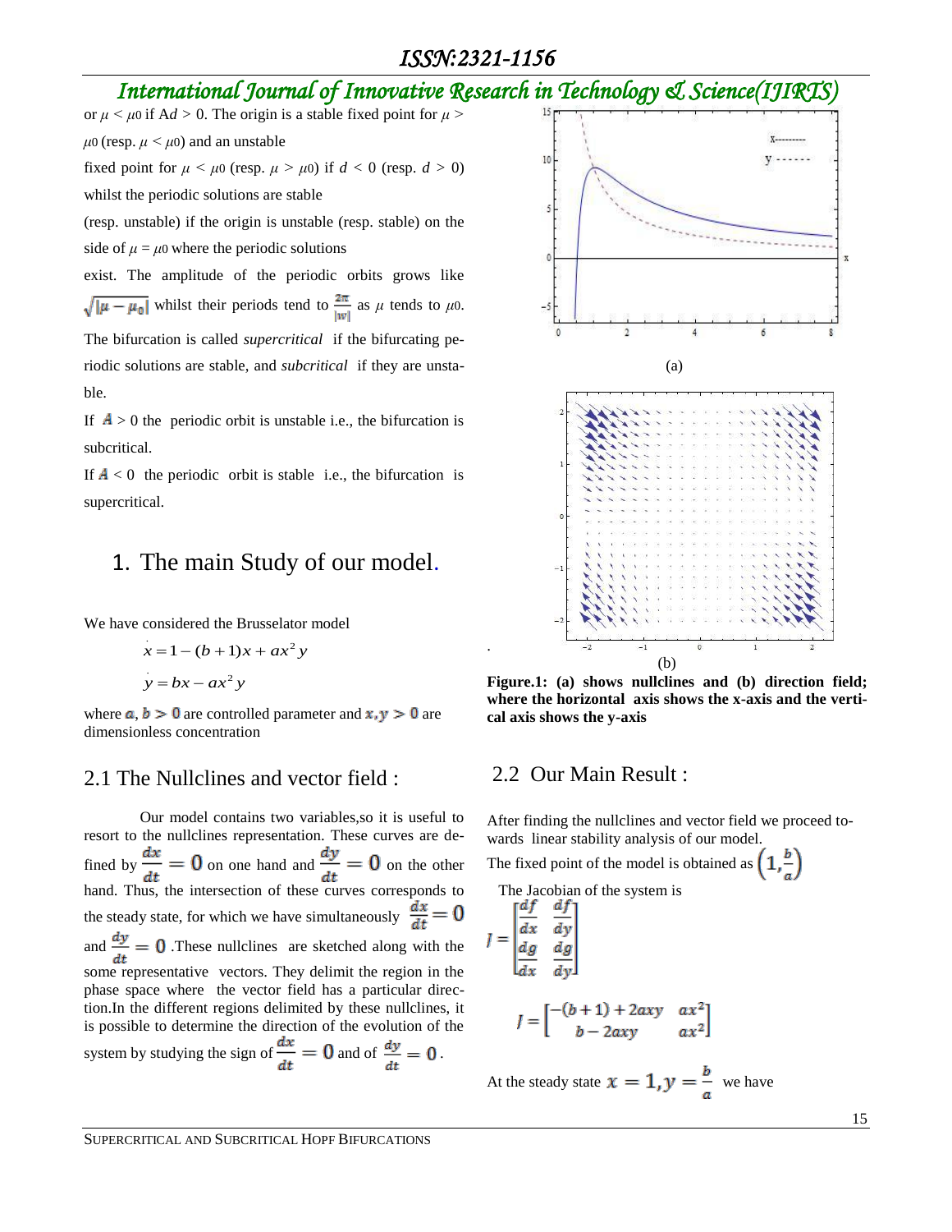or $\mu < \mu_0$ if A$d > 0$. The origin is a stable fixed point for $\mu > \mu_0$ (resp. $\mu < \mu_0$) and an unstable fixed point for $\mu < \mu_0$ (resp. $\mu > \mu_0$) if $d < 0$ (resp. $d > 0$) whilst the periodic solutions are stable (resp. unstable) if the origin is unstable (resp. stable) on the side of $\mu = \mu_0$ where the periodic solutions exist. The amplitude of the periodic orbits grows like $\sqrt{|\mu - \mu_0|}$ whilst their periods tend to $\frac{2\pi}{|w|}$ as $\mu$ tends to $\mu_0$. The bifurcation is called *supercritical* if the bifurcating periodic solutions are stable, and *subcritical* if they are unstable.

If $A > 0$ the periodic orbit is unstable i.e., the bifurcation is subcritical.

If $A < 0$ the periodic orbit is stable i.e., the bifurcation is supercritical.

# 1. The main Study of our model.

We have considered the Brusselator model

$$\dot{x} = 1 - (b+1)x + ax^2 y$$

$$\dot{y} = bx - ax^2 y$$

where $a, b > 0$ are controlled parameter and $x, y > 0$ are dimensionless concentration

## 2.1 The Nullclines and vector field :

Our model contains two variables,so it is useful to resort to the nullclines representation. These curves are defined by $\frac{dx}{dt} = 0$ on one hand and $\frac{dy}{dt} = 0$ on the other hand. Thus, the intersection of these curves corresponds to the steady state, for which we have simultaneously $\frac{dx}{dt} = 0$ and $\frac{dy}{dt} = 0$ .These nullclines are sketched along with the some representative vectors. They delimit the region in the phase space where the vector field has a particular direction.In the different regions delimited by these nullclines, it is possible to determine the direction of the evolution of the system by studying the sign of $\frac{dx}{dt} = 0$ and of $\frac{dy}{dt} = 0$.

(a)

(b)

**Figure.1: (a) shows nullclines and (b) direction field; where the horizontal axis shows the x-axis and the vertical axis shows the y-axis**

## 2.2 Our Main Result :

After finding the nullclines and vector field we proceed towards linear stability analysis of our model.

The fixed point of the model is obtained as $\left(1, \frac{b}{a}\right)$

The Jacobian of the system is

$$J = \begin{bmatrix} \frac{df}{dx} & \frac{df}{dy} \\ \frac{dg}{dx} & \frac{dg}{dy} \end{bmatrix}$$

$$J = \begin{bmatrix} -(b+1) + 2axy & ax^2 \\ b - 2axy & ax^2 \end{bmatrix}$$

At the steady state $x = 1, y = \frac{b}{a}$ we have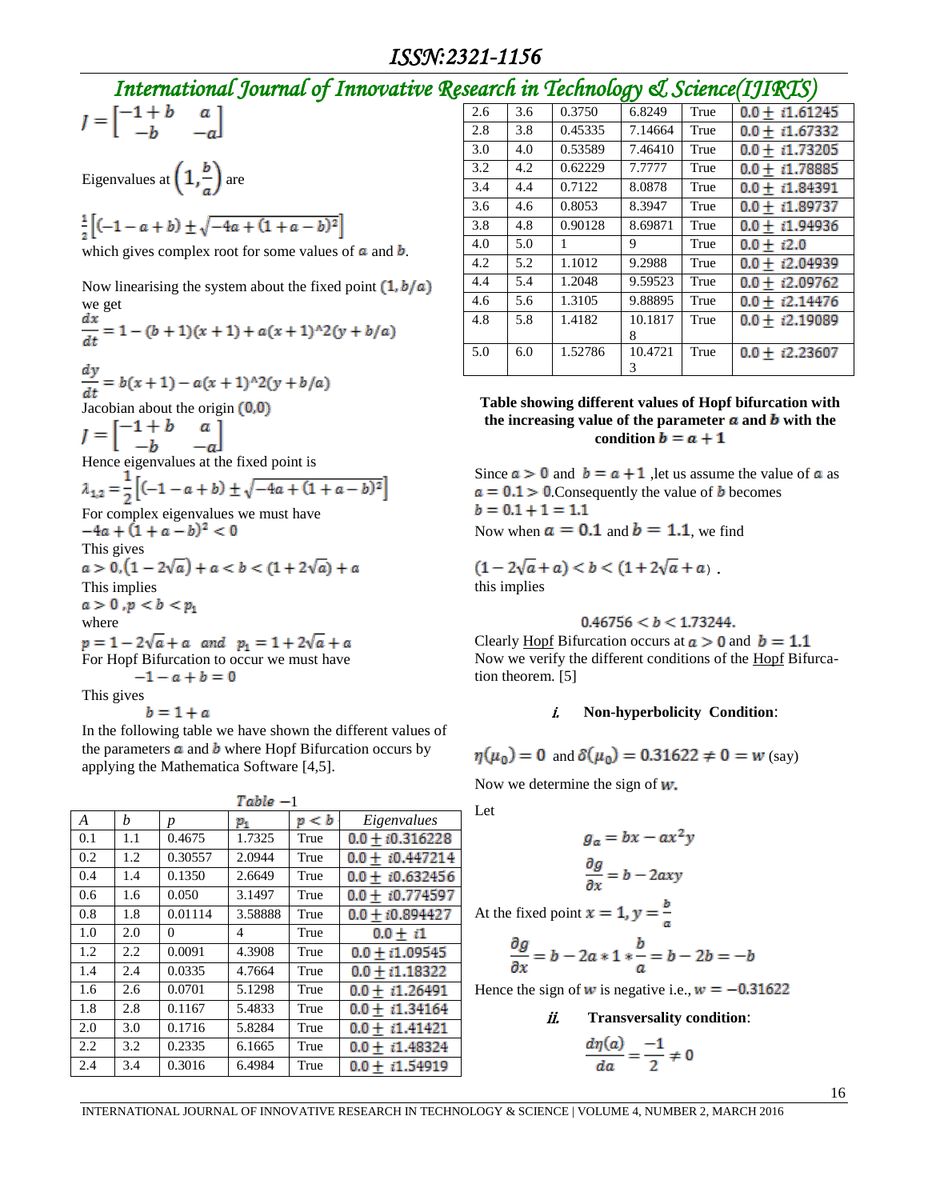$$J = \begin{bmatrix} -1+b & a \\ -b & -a \end{bmatrix}$$

Eigenvalues at $\left(1, \frac{b}{a}\right)$ are

$$\frac{1}{2}\left[(-1-a+b) \pm \sqrt{-4a+(1+a-b)^2}\right]$$

which gives complex root for some values of $a$ and $b$.

Now linearising the system about the fixed point $(1, b/a)$ we get

$$\frac{dx}{dt} = 1-(b+1)(x+1)+a(x+1)^2(y+b/a)$$

$$\frac{dy}{dt} = b(x+1)-a(x+1)^2(y+b/a)$$

Jacobian about the origin $(0,0)$

$$J = \begin{bmatrix} -1+b & a \\ -b & -a \end{bmatrix}$$

Hence eigenvalues at the fixed point is

$$\lambda_{1,2} = \frac{1}{2}\left[(-1-a+b) \pm \sqrt{-4a+(1+a-b)^2}\right]$$

For complex eigenvalues we must have

$-4a+(1+a-b)^2 < 0$

This gives

$a > 0, (1-2\sqrt{a})+a < b < (1+2\sqrt{a})+a$

This implies

$a > 0, p < b < p_1$

where

$p = 1-2\sqrt{a}+a \;\; and \;\; p_1 = 1+2\sqrt{a}+a$

For Hopf Bifurcation to occur we must have

$$-1-a+b = 0$$

This gives

$$b = 1+a$$

In the following table we have shown the different values of the parameters $a$ and $b$ where Hopf Bifurcation occurs by applying the Mathematica Software [4,5].

*Table* −1

| A | b | p | $p_1$ | $p < b$ | Eigenvalues |
|---|---|---|---|---|---|
| 0.1 | 1.1 | 0.4675 | 1.7325 | True | $0.0 + i0.316228$ |
| 0.2 | 1.2 | 0.30557 | 2.0944 | True | $0.0 \pm i0.447214$ |
| 0.4 | 1.4 | 0.1350 | 2.6649 | True | $0.0 \pm i0.632456$ |
| 0.6 | 1.6 | 0.050 | 3.1497 | True | $0.0 \pm i0.774597$ |
| 0.8 | 1.8 | 0.01114 | 3.58888 | True | $0.0 \pm i0.894427$ |
| 1.0 | 2.0 | 0 | 4 | True | $0.0 \pm i1$ |
| 1.2 | 2.2 | 0.0091 | 4.3908 | True | $0.0 \pm i1.09545$ |
| 1.4 | 2.4 | 0.0335 | 4.7664 | True | $0.0 \pm i1.18322$ |
| 1.6 | 2.6 | 0.0701 | 5.1298 | True | $0.0 \pm i1.26491$ |
| 1.8 | 2.8 | 0.1167 | 5.4833 | True | $0.0 \pm i1.34164$ |
| 2.0 | 3.0 | 0.1716 | 5.8284 | True | $0.0 \pm i1.41421$ |
| 2.2 | 3.2 | 0.2335 | 6.1665 | True | $0.0 \pm i1.48324$ |
| 2.4 | 3.4 | 0.3016 | 6.4984 | True | $0.0 \pm i1.54919$ |
| 2.6 | 3.6 | 0.3750 | 6.8249 | True | $0.0 \pm i1.61245$ |
| 2.8 | 3.8 | 0.45335 | 7.14664 | True | $0.0 \pm i1.67332$ |
| 3.0 | 4.0 | 0.53589 | 7.46410 | True | $0.0 \pm i1.73205$ |
| 3.2 | 4.2 | 0.62229 | 7.7777 | True | $0.0 \pm i1.78885$ |
| 3.4 | 4.4 | 0.7122 | 8.0878 | True | $0.0 \pm i1.84391$ |
| 3.6 | 4.6 | 0.8053 | 8.3947 | True | $0.0 \pm i1.89737$ |
| 3.8 | 4.8 | 0.90128 | 8.69871 | True | $0.0 \pm i1.94936$ |
| 4.0 | 5.0 | 1 | 9 | True | $0.0 \pm i2.0$ |
| 4.2 | 5.2 | 1.1012 | 9.2988 | True | $0.0 \pm i2.04939$ |
| 4.4 | 5.4 | 1.2048 | 9.59523 | True | $0.0 \pm i2.09762$ |
| 4.6 | 5.6 | 1.3105 | 9.88895 | True | $0.0 \pm i2.14476$ |
| 4.8 | 5.8 | 1.4182 | 10.18178 | True | $0.0 \pm i2.19089$ |
| 5.0 | 6.0 | 1.52786 | 10.47213 | True | $0.0 \pm i2.23607$ |

**Table showing different values of Hopf bifurcation with the increasing value of the parameter $a$ and $b$ with the condition $b = a + 1$**

Since $a > 0$ and $b = a + 1$ ,let us assume the value of $a$ as $a = 0.1 > 0$.Consequently the value of $b$ becomes $b = 0.1 + 1 = 1.1$

Now when $a = 0.1$ and $b = 1.1$, we find

$(1-2\sqrt{a}+a) < b < (1+2\sqrt{a}+a)$ .

this implies

$$0.46756 < b < 1.73244.$$

Clearly Hopf Bifurcation occurs at $a > 0$ and $b = 1.1$

Now we verify the different conditions of the Hopf Bifurcation theorem. [5]

#### *i.* Non-hyperbolicity Condition:

$\eta(\mu_0) = 0$ and $\delta(\mu_0) = 0.31622 \neq 0 = w$ (say)

Now we determine the sign of $w$.

Let

$$g_a = bx - ax^2y$$

$$\frac{\partial g}{\partial x} = b - 2axy$$

At the fixed point $x = 1, y = \frac{b}{a}$

$$\frac{\partial g}{\partial x} = b - 2a * 1 * \frac{b}{a} = b - 2b = -b$$

Hence the sign of $w$ is negative i.e., $w = -0.31622$

#### *ii.* Transversality condition:

$$\frac{d\eta(a)}{da} = \frac{-1}{2} \neq 0$$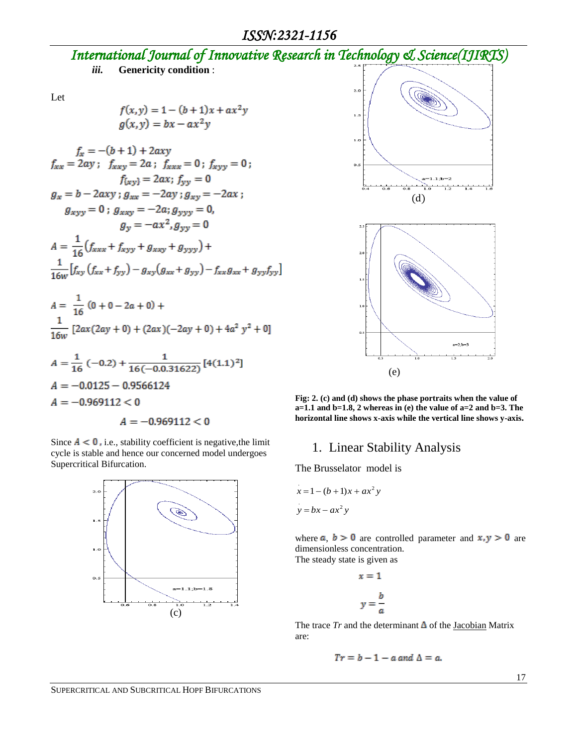*iii.* **Genericity condition** :

Let

$$f(x,y) = 1 - (b+1)x + ax^2y$$
$$g(x,y) = bx - ax^2y$$

$$f_x = -(b+1) + 2axy$$
$$f_{xx} = 2ay;\ \ f_{xxy} = 2a;\ \ f_{xxx} = 0;\ f_{xyy} = 0;$$
$$f_{\{xy\}} = 2ax;\ f_{yy} = 0$$
$$g_x = b - 2axy;\ g_{xx} = -2ay;\ g_{xy} = -2ax;$$
$$g_{xyy} = 0;\ g_{xxy} = -2a;\ g_{yyy} = 0,$$
$$g_y = -ax^2, g_{yy} = 0$$

$$A = \frac{1}{16}\left(f_{xxx} + f_{xyy} + g_{xxy} + g_{yyy}\right) + \frac{1}{16w}\left[f_{xy}\left(f_{xx} + f_{yy}\right) - g_{xy}\left(g_{xx} + g_{yy}\right) - f_{xx}g_{xx} + g_{yy}f_{yy}\right]$$

$$A = \frac{1}{16}(0 + 0 - 2a + 0) + \frac{1}{16w}\left[2ax(2ay + 0) + (2ax)(-2ay + 0) + 4a^2y^2 + 0\right]$$

$$A = \frac{1}{16}(-0.2) + \frac{1}{16(-0.0.31622)}\left[4(1.1)^2\right]$$

$$A = -0.0125 - 0.9566124$$

$$A = -0.969112 < 0$$

$$A = -0.969112 < 0$$

Since $A < 0$, i.e., stability coefficient is negative,the limit cycle is stable and hence our concerned model undergoes Supercritical Bifurcation.

(c)

(d)

(e)

**Fig: 2. (c) and (d) shows the phase portraits when the value of a=1.1 and b=1.8, 2 whereas in (e) the value of a=2 and b=3. The horizontal line shows x-axis while the vertical line shows y-axis.**

# 1. Linear Stability Analysis

The Brusselator model is

$$\dot{x} = 1 - (b+1)x + ax^2y$$
$$\dot{y} = bx - ax^2y$$

where $a$, $b > 0$ are controlled parameter and $x, y > 0$ are dimensionless concentration.

The steady state is given as

$$x = 1$$
$$y = \frac{b}{a}$$

The trace $Tr$ and the determinant $\Delta$ of the Jacobian Matrix are:

$$Tr = b - 1 - a \text{ and } \Delta = a.$$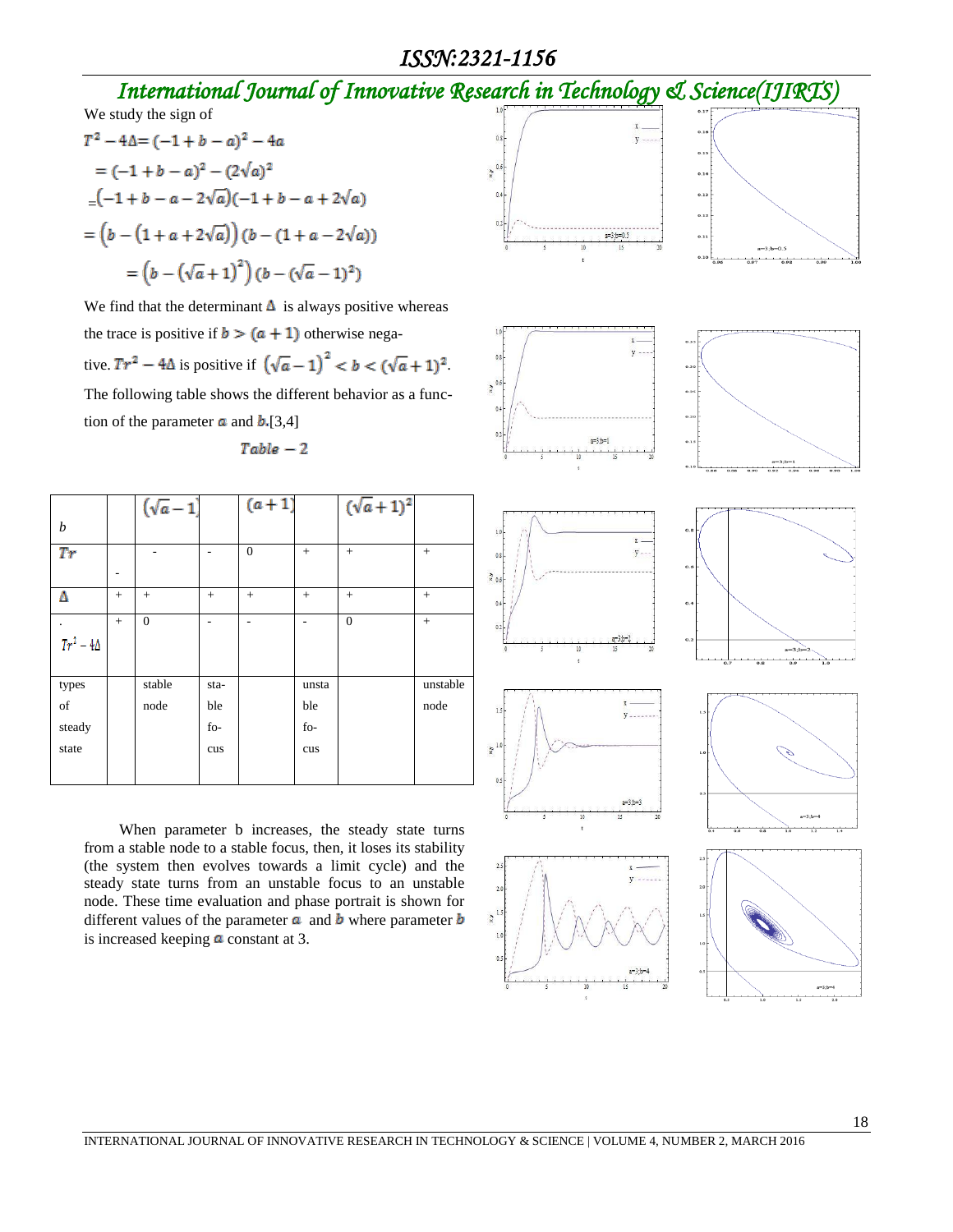We study the sign of

$$T^2 - 4\Delta = (-1 + b - a)^2 - 4a$$

$$= (-1 + b - a)^2 - (2\sqrt{a})^2$$

$$= (-1 + b - a - 2\sqrt{a})(-1 + b - a + 2\sqrt{a})$$

$$= \left(b - (1 + a + 2\sqrt{a})\right)(b - (1 + a - 2\sqrt{a}))$$

$$= \left(b - (\sqrt{a} + 1)^2\right)(b - (\sqrt{a} - 1)^2)$$

We find that the determinant $\Delta$ is always positive whereas the trace is positive if $b > (a + 1)$ otherwise negative. $Tr^2 - 4\Delta$ is positive if $(\sqrt{a} - 1)^2 < b < (\sqrt{a} + 1)^2$. The following table shows the different behavior as a function of the parameter $a$ and $b$.[3,4]

$Table - 2$

| $b$ | | $(\sqrt{a}-1)$ | | $(a+1)$ | | $(\sqrt{a}+1)^2$ | |
|---|---|---|---|---|---|---|---|
| $Tr$ | - | - | - | 0 | + | + | + |
| $\Delta$ | + | + | + | + | + | + | + |
| $Tr^2 - 4\Delta$ | + | 0 | - | - | - | 0 | + |
| types of steady state | | stable node | stable focus | | unstable focus | | unstable node |

When parameter b increases, the steady state turns from a stable node to a stable focus, then, it loses its stability (the system then evolves towards a limit cycle) and the steady state turns from an unstable focus to an unstable node. These time evaluation and phase portrait is shown for different values of the parameter $a$ and $b$ where parameter $b$ is increased keeping $a$ constant at 3.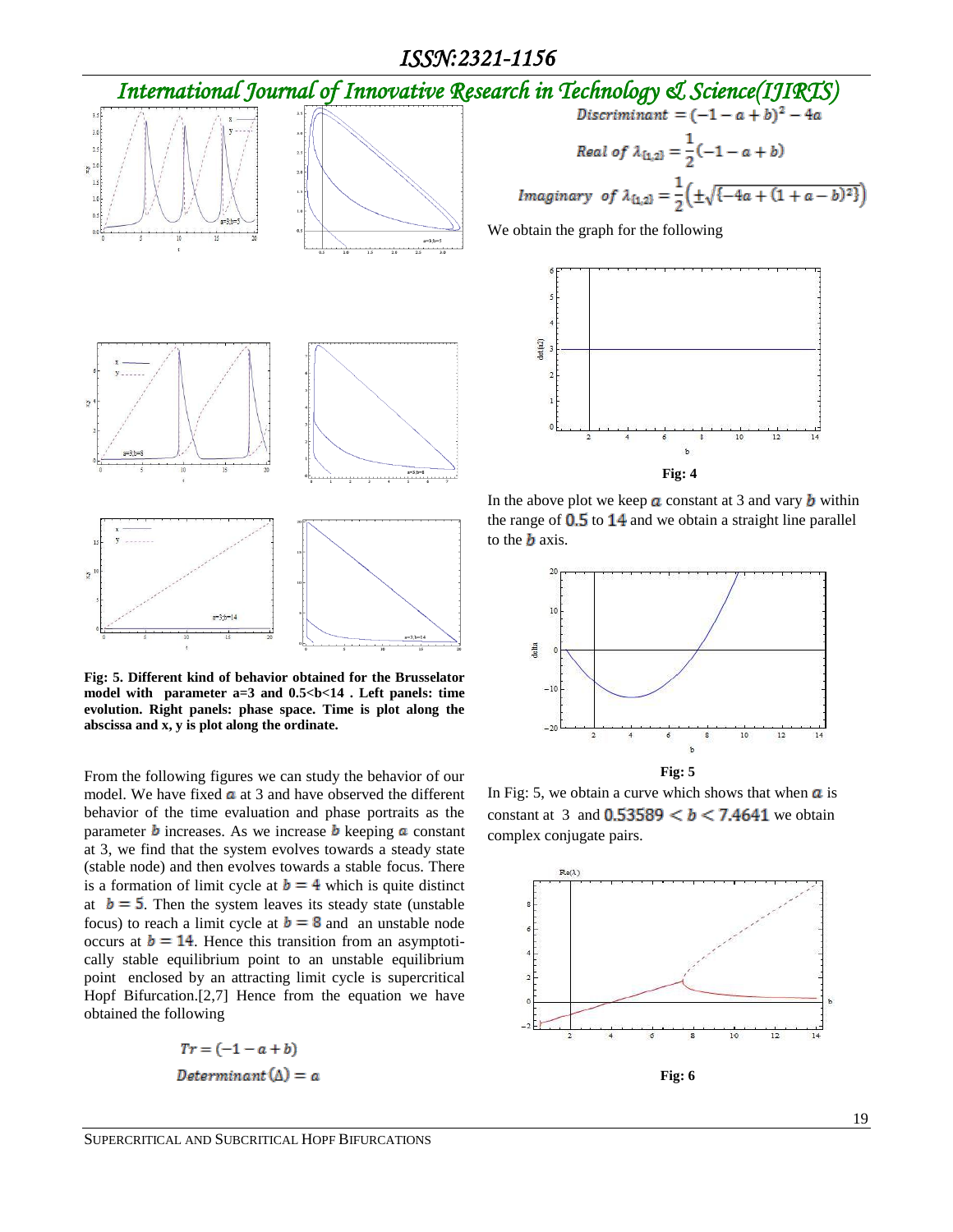Fig: 5. Different kind of behavior obtained for the Brusselator model with parameter a=3 and 0.5<b<14 . Left panels: time evolution. Right panels: phase space. Time is plot along the abscissa and x, y is plot along the ordinate.

From the following figures we can study the behavior of our model. We have fixed $a$ at 3 and have observed the different behavior of the time evaluation and phase portraits as the parameter $b$ increases. As we increase $b$ keeping $a$ constant at 3, we find that the system evolves towards a steady state (stable node) and then evolves towards a stable focus. There is a formation of limit cycle at $b = 4$ which is quite distinct at $b = 5$. Then the system leaves its steady state (unstable focus) to reach a limit cycle at $b = 8$ and an unstable node occurs at $b = 14$. Hence this transition from an asymptotically stable equilibrium point to an unstable equilibrium point enclosed by an attracting limit cycle is supercritical Hopf Bifurcation.[2,7] Hence from the equation we have obtained the following

$$Tr = (-1 - a + b)$$

$$Determinant\,(\Delta) = a$$

$$Discriminant = (-1 - a + b)^2 - 4a$$

$$Real\ of\ \lambda_{\{1,2\}} = \frac{1}{2}(-1 - a + b)$$

$$Imaginary\ \ of\ \lambda_{\{1,2\}} = \frac{1}{2}\left(\pm\sqrt{\{-4a + (1 + a - b)^2\}}\right)$$

We obtain the graph for the following

**Fig: 4**

In the above plot we keep $a$ constant at 3 and vary $b$ within the range of $0.5$ to $14$ and we obtain a straight line parallel to the $b$ axis.

**Fig: 5**

In Fig: 5, we obtain a curve which shows that when $a$ is constant at 3 and $0.53589 < b < 7.4641$ we obtain complex conjugate pairs.

**Fig: 6**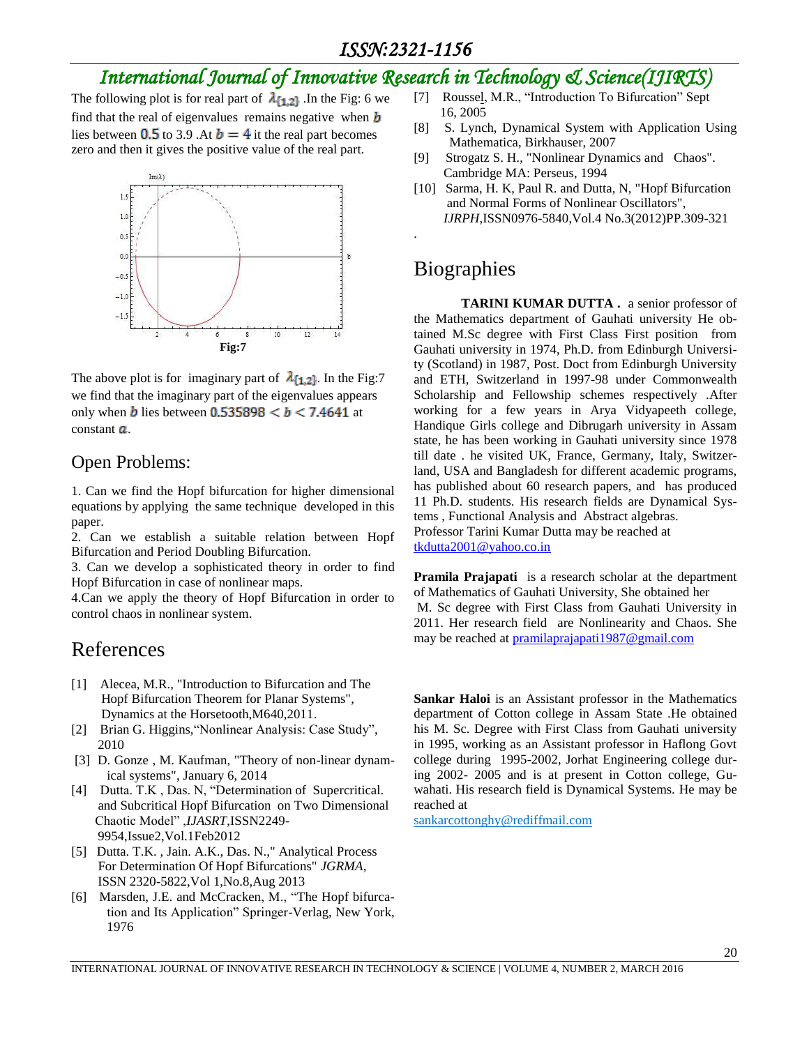The following plot is for real part of $\lambda_{\{1,2\}}$ .In the Fig: 6 we find that the real of eigenvalues remains negative when $b$ lies between $0.5$ to 3.9 .At $b = 4$ it the real part becomes zero and then it gives the positive value of the real part.

Im(λ)

1.5
1.0
0.5
0.0
−0.5
−1.0
−1.5

2 4 6 8 10 12 14

b

**Fig:7**

The above plot is for imaginary part of $\lambda_{\{1,2\}}$. In the Fig:7 we find that the imaginary part of the eigenvalues appears only when $b$ lies between $0.535898 < b < 7.4641$ at constant $a$.

## Open Problems:

1. Can we find the Hopf bifurcation for higher dimensional equations by applying the same technique developed in this paper.
2. Can we establish a suitable relation between Hopf Bifurcation and Period Doubling Bifurcation.
3. Can we develop a sophisticated theory in order to find Hopf Bifurcation in case of nonlinear maps.
4. Can we apply the theory of Hopf Bifurcation in order to control chaos in nonlinear system.

## References

[1] Alecea, M.R., "Introduction to Bifurcation and The Hopf Bifurcation Theorem for Planar Systems", Dynamics at the Horsetooth,M640,2011.

[2] Brian G. Higgins,"Nonlinear Analysis: Case Study", 2010

[3] D. Gonze , M. Kaufman, "Theory of non-linear dynamical systems", January 6, 2014

[4] Dutta. T.K , Das. N, "Determination of Supercritical. and Subcritical Hopf Bifurcation on Two Dimensional Chaotic Model" ,*IJASRT*,ISSN2249-9954,Issue2,Vol.1Feb2012

[5] Dutta. T.K. , Jain. A.K., Das. N.," Analytical Process For Determination Of Hopf Bifurcations" *JGRMA*, ISSN 2320-5822,Vol 1,No.8,Aug 2013

[6] Marsden, J.E. and McCracken, M., "The Hopf bifurcation and Its Application" Springer-Verlag, New York, 1976

[7] Roussel, M.R., "Introduction To Bifurcation" Sept 16, 2005

[8] S. Lynch, Dynamical System with Application Using Mathematica, Birkhauser, 2007

[9] Strogatz S. H., "Nonlinear Dynamics and Chaos". Cambridge MA: Perseus, 1994

[10] Sarma, H. K, Paul R. and Dutta, N, "Hopf Bifurcation and Normal Forms of Nonlinear Oscillators", *IJRPH*,ISSN0976-5840,Vol.4 No.3(2012)PP.309-321

.

## Biographies

**TARINI KUMAR DUTTA .** a senior professor of the Mathematics department of Gauhati university He obtained M.Sc degree with First Class First position from Gauhati university in 1974, Ph.D. from Edinburgh University (Scotland) in 1987, Post. Doct from Edinburgh University and ETH, Switzerland in 1997-98 under Commonwealth Scholarship and Fellowship schemes respectively .After working for a few years in Arya Vidyapeeth college, Handique Girls college and Dibrugarh university in Assam state, he has been working in Gauhati university since 1978 till date . he visited UK, France, Germany, Italy, Switzerland, USA and Bangladesh for different academic programs, has published about 60 research papers, and has produced 11 Ph.D. students. His research fields are Dynamical Systems , Functional Analysis and Abstract algebras. Professor Tarini Kumar Dutta may be reached at tkdutta2001@yahoo.co.in

**Pramila Prajapati** is a research scholar at the department of Mathematics of Gauhati University, She obtained her M. Sc degree with First Class from Gauhati University in 2011. Her research field are Nonlinearity and Chaos. She may be reached at pramilaprajapati1987@gmail.com

**Sankar Haloi** is an Assistant professor in the Mathematics department of Cotton college in Assam State .He obtained his M. Sc. Degree with First Class from Gauhati university in 1995, working as an Assistant professor in Haflong Govt college during 1995-2002, Jorhat Engineering college during 2002- 2005 and is at present in Cotton college, Guwahati. His research field is Dynamical Systems. He may be reached at sankarcottonghy@rediffmail.com